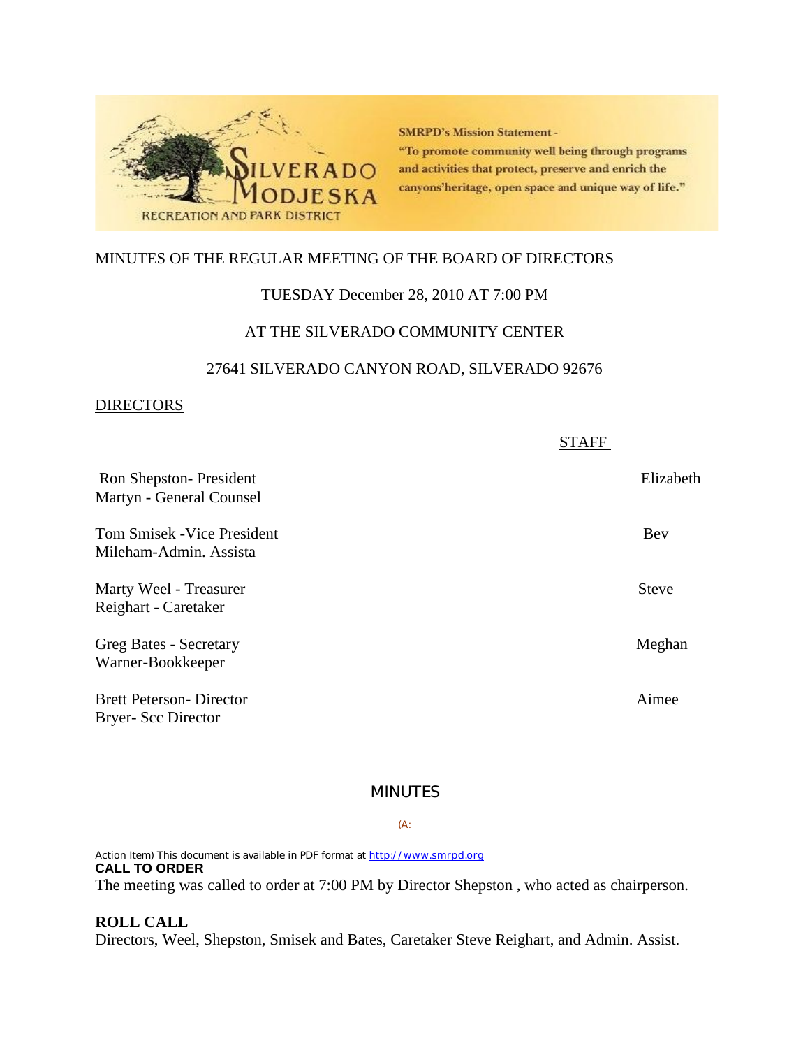SMRPD's Mission Statement -
"To promote community well being through programs and activities that protect, preserve and enrich the canyons'heritage, open space and unique way of life."

SILVERADO MODJESKA RECREATION AND PARK DISTRICT

MINUTES OF THE REGULAR MEETING OF THE BOARD OF DIRECTORS

TUESDAY December 28, 2010 AT 7:00 PM

AT THE SILVERADO COMMUNITY CENTER

27641 SILVERADO CANYON ROAD, SILVERADO 92676

DIRECTORS

STAFF

Ron Shepston- President
Elizabeth
Martyn - General Counsel

Tom Smisek -Vice President
Bev
Mileham-Admin. Assista

Marty Weel - Treasurer
Steve
Reighart - Caretaker

Greg Bates - Secretary
Meghan
Warner-Bookkeeper

Brett Peterson- Director
Aimee
Bryer- Scc Director

MINUTES

(A:

Action Item) This document is available in PDF format at http://www.smrpd.org

**CALL TO ORDER**

The meeting was called to order at 7:00 PM by Director Shepston , who acted as chairperson.

**ROLL CALL**

Directors, Weel, Shepston, Smisek and Bates, Caretaker Steve Reighart, and Admin. Assist.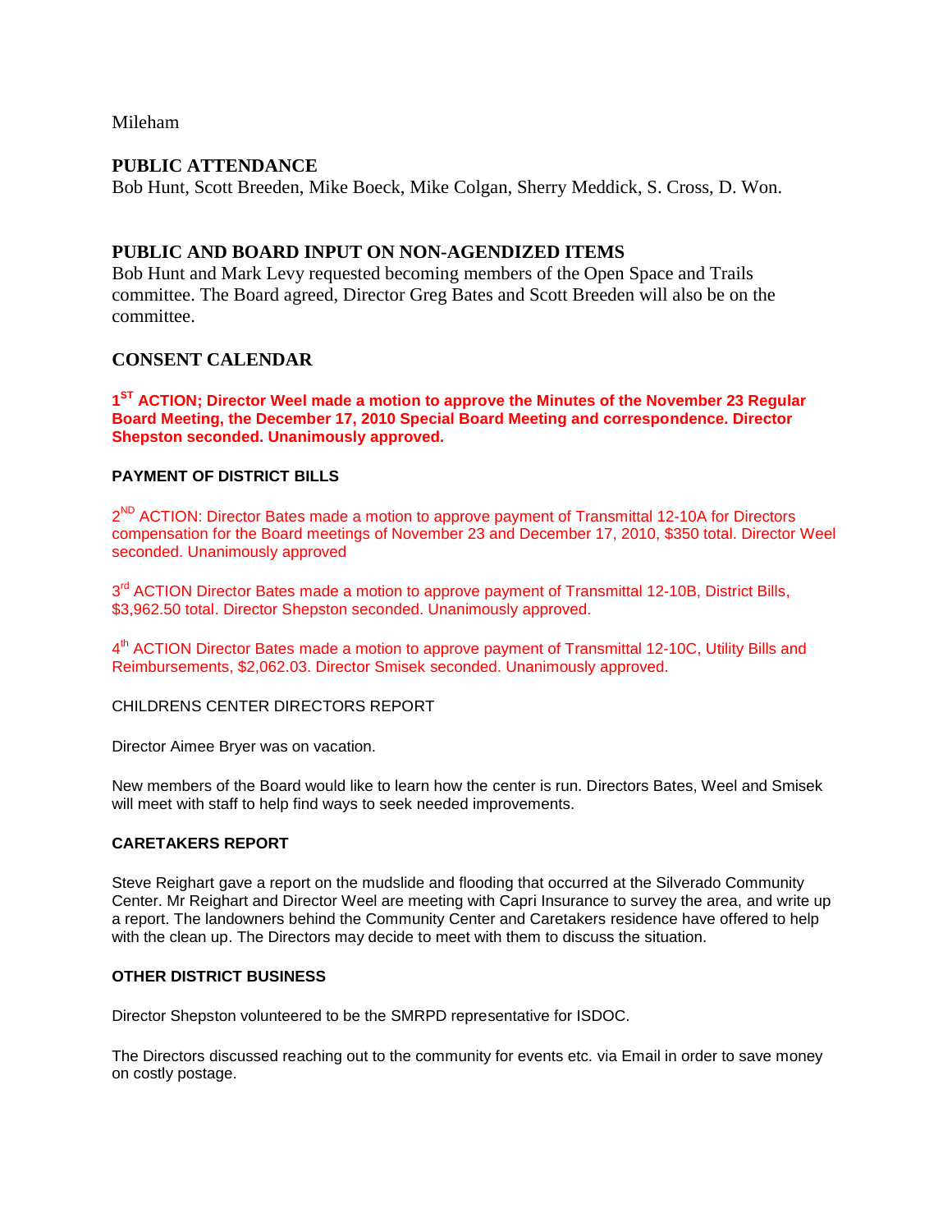Mileham

## PUBLIC ATTENDANCE

Bob Hunt, Scott Breeden, Mike Boeck, Mike Colgan, Sherry Meddick, S. Cross, D. Won.

## PUBLIC AND BOARD INPUT ON NON-AGENDIZED ITEMS

Bob Hunt and Mark Levy requested becoming members of the Open Space and Trails committee. The Board agreed, Director Greg Bates and Scott Breeden will also be on the committee.

## CONSENT CALENDAR

**1ST ACTION; Director Weel made a motion to approve the Minutes of the November 23 Regular Board Meeting, the December 17, 2010 Special Board Meeting and correspondence. Director Shepston seconded. Unanimously approved.**

### PAYMENT OF DISTRICT BILLS

2ND ACTION: Director Bates made a motion to approve payment of Transmittal 12-10A for Directors compensation for the Board meetings of November 23 and December 17, 2010, $350 total. Director Weel seconded. Unanimously approved

3rd ACTION Director Bates made a motion to approve payment of Transmittal 12-10B, District Bills, $3,962.50 total. Director Shepston seconded. Unanimously approved.

4th ACTION Director Bates made a motion to approve payment of Transmittal 12-10C, Utility Bills and Reimbursements, $2,062.03. Director Smisek seconded. Unanimously approved.

CHILDRENS CENTER DIRECTORS REPORT

Director Aimee Bryer was on vacation.

New members of the Board would like to learn how the center is run. Directors Bates, Weel and Smisek will meet with staff to help find ways to seek needed improvements.

### CARETAKERS REPORT

Steve Reighart gave a report on the mudslide and flooding that occurred at the Silverado Community Center. Mr Reighart and Director Weel are meeting with Capri Insurance to survey the area, and write up a report. The landowners behind the Community Center and Caretakers residence have offered to help with the clean up. The Directors may decide to meet with them to discuss the situation.

### OTHER DISTRICT BUSINESS

Director Shepston volunteered to be the SMRPD representative for ISDOC.

The Directors discussed reaching out to the community for events etc. via Email in order to save money on costly postage.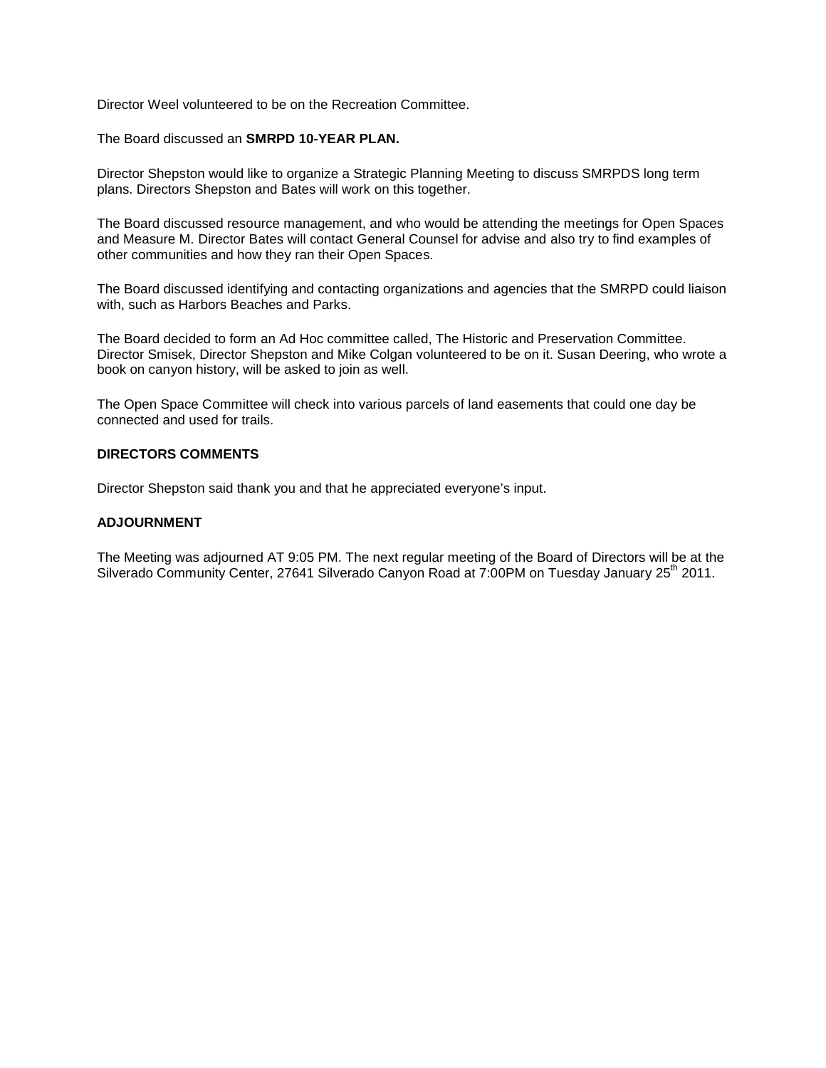Director Weel volunteered to be on the Recreation Committee.

The Board discussed an **SMRPD 10-YEAR PLAN.**

Director Shepston would like to organize a Strategic Planning Meeting to discuss SMRPDS long term plans. Directors Shepston and Bates will work on this together.

The Board discussed resource management, and who would be attending the meetings for Open Spaces and Measure M. Director Bates will contact General Counsel for advise and also try to find examples of other communities and how they ran their Open Spaces.

The Board discussed identifying and contacting organizations and agencies that the SMRPD could liaison with, such as Harbors Beaches and Parks.

The Board decided to form an Ad Hoc committee called, The Historic and Preservation Committee. Director Smisek, Director Shepston and Mike Colgan volunteered to be on it. Susan Deering, who wrote a book on canyon history, will be asked to join as well.

The Open Space Committee will check into various parcels of land easements that could one day be connected and used for trails.

**DIRECTORS COMMENTS**

Director Shepston said thank you and that he appreciated everyone's input.

**ADJOURNMENT**

The Meeting was adjourned AT 9:05 PM. The next regular meeting of the Board of Directors will be at the Silverado Community Center, 27641 Silverado Canyon Road at 7:00PM on Tuesday January 25th 2011.